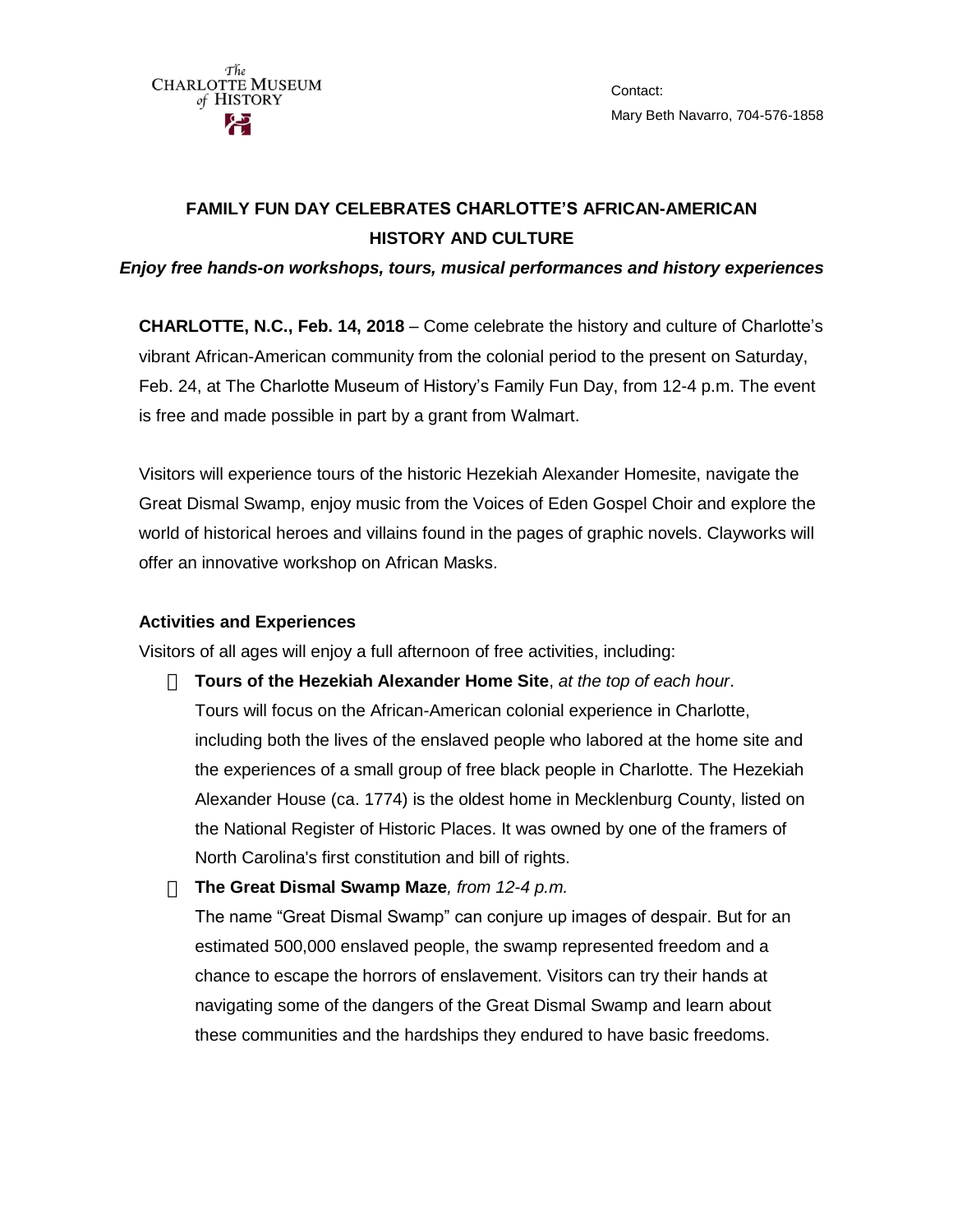The CHARLOTTE MUSEUM of HISTORY

Contact:
Mary Beth Navarro, 704-576-1858

# FAMILY FUN DAY CELEBRATES CHARLOTTE'S AFRICAN-AMERICAN HISTORY AND CULTURE

***Enjoy free hands-on workshops, tours, musical performances and history experiences***

**CHARLOTTE, N.C., Feb. 14, 2018** – Come celebrate the history and culture of Charlotte's vibrant African-American community from the colonial period to the present on Saturday, Feb. 24, at The Charlotte Museum of History's Family Fun Day, from 12-4 p.m. The event is free and made possible in part by a grant from Walmart.

Visitors will experience tours of the historic Hezekiah Alexander Homesite, navigate the Great Dismal Swamp, enjoy music from the Voices of Eden Gospel Choir and explore the world of historical heroes and villains found in the pages of graphic novels. Clayworks will offer an innovative workshop on African Masks.

## Activities and Experiences

Visitors of all ages will enjoy a full afternoon of free activities, including:

- **Tours of the Hezekiah Alexander Home Site**, *at the top of each hour*.
  Tours will focus on the African-American colonial experience in Charlotte, including both the lives of the enslaved people who labored at the home site and the experiences of a small group of free black people in Charlotte. The Hezekiah Alexander House (ca. 1774) is the oldest home in Mecklenburg County, listed on the National Register of Historic Places. It was owned by one of the framers of North Carolina's first constitution and bill of rights.
- **The Great Dismal Swamp Maze***, from 12-4 p.m.*
  The name "Great Dismal Swamp" can conjure up images of despair. But for an estimated 500,000 enslaved people, the swamp represented freedom and a chance to escape the horrors of enslavement. Visitors can try their hands at navigating some of the dangers of the Great Dismal Swamp and learn about these communities and the hardships they endured to have basic freedoms.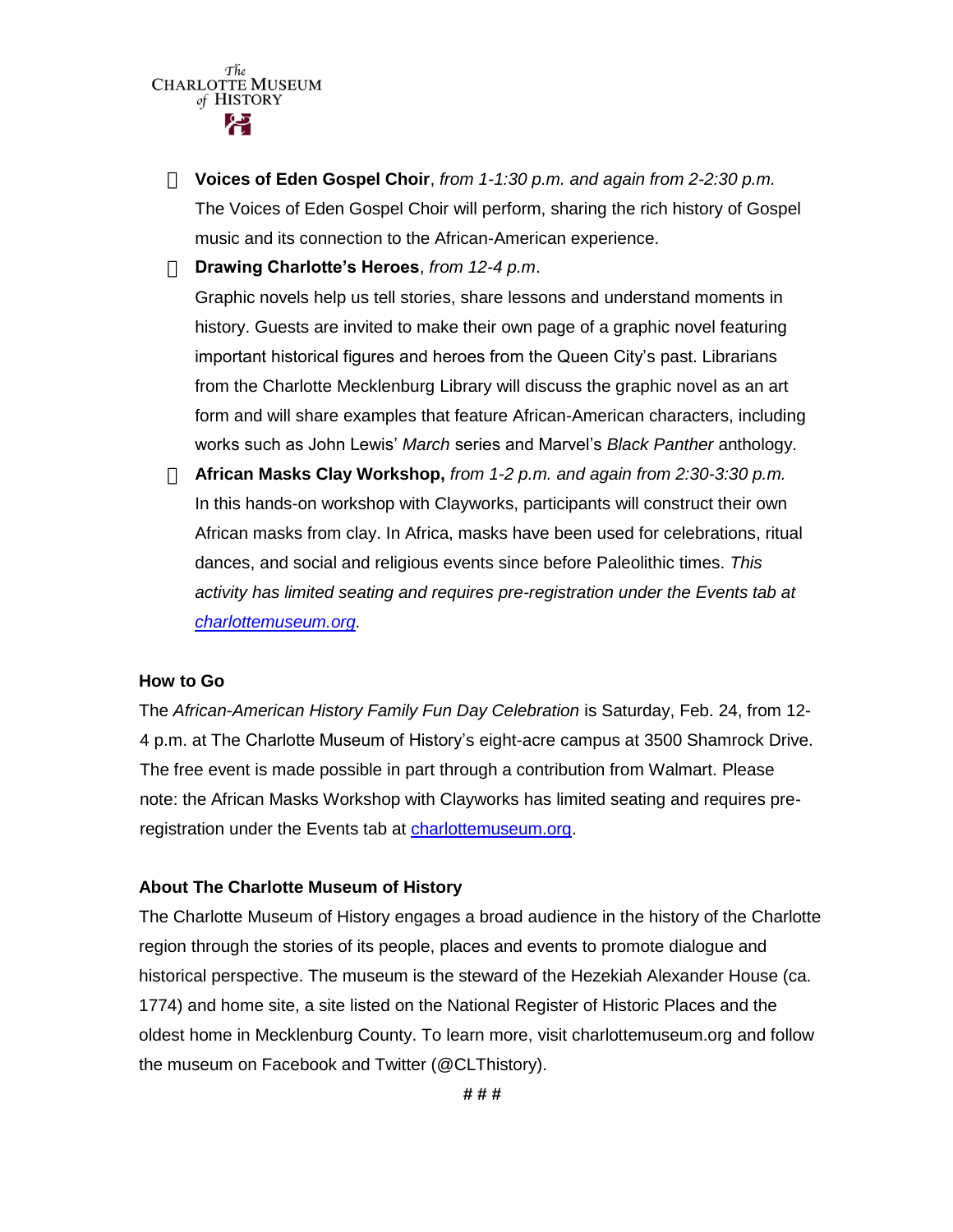- **Voices of Eden Gospel Choir**, *from 1-1:30 p.m. and again from 2-2:30 p.m.*
  The Voices of Eden Gospel Choir will perform, sharing the rich history of Gospel music and its connection to the African-American experience.
- **Drawing Charlotte's Heroes**, *from 12-4 p.m*.
  Graphic novels help us tell stories, share lessons and understand moments in history. Guests are invited to make their own page of a graphic novel featuring important historical figures and heroes from the Queen City's past. Librarians from the Charlotte Mecklenburg Library will discuss the graphic novel as an art form and will share examples that feature African-American characters, including works such as John Lewis' *March* series and Marvel's *Black Panther* anthology.
- **African Masks Clay Workshop,** *from 1-2 p.m. and again from 2:30-3:30 p.m.*
  In this hands-on workshop with Clayworks, participants will construct their own African masks from clay. In Africa, masks have been used for celebrations, ritual dances, and social and religious events since before Paleolithic times. *This activity has limited seating and requires pre-registration under the Events tab at [charlottemuseum.org](charlottemuseum.org).*

**How to Go**

The *African-American History Family Fun Day Celebration* is Saturday, Feb. 24, from 12-4 p.m. at The Charlotte Museum of History's eight-acre campus at 3500 Shamrock Drive. The free event is made possible in part through a contribution from Walmart. Please note: the African Masks Workshop with Clayworks has limited seating and requires pre-registration under the Events tab at [charlottemuseum.org](charlottemuseum.org).

**About The Charlotte Museum of History**

The Charlotte Museum of History engages a broad audience in the history of the Charlotte region through the stories of its people, places and events to promote dialogue and historical perspective. The museum is the steward of the Hezekiah Alexander House (ca. 1774) and home site, a site listed on the National Register of Historic Places and the oldest home in Mecklenburg County. To learn more, visit charlottemuseum.org and follow the museum on Facebook and Twitter (@CLThistory).

# # #